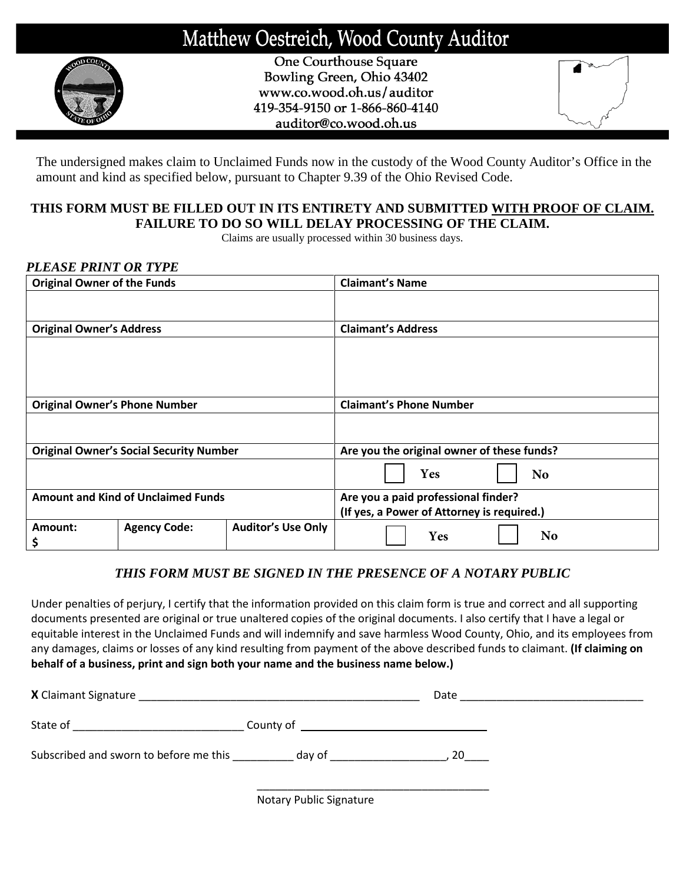# Matthew Oestreich, Wood County Auditor

One Courthouse Square
Bowling Green, Ohio 43402
www.co.wood.oh.us/auditor
419-354-9150 or 1-866-860-4140
auditor@co.wood.oh.us

The undersigned makes claim to Unclaimed Funds now in the custody of the Wood County Auditor's Office in the amount and kind as specified below, pursuant to Chapter 9.39 of the Ohio Revised Code.

**THIS FORM MUST BE FILLED OUT IN ITS ENTIRETY AND SUBMITTED WITH PROOF OF CLAIM. FAILURE TO DO SO WILL DELAY PROCESSING OF THE CLAIM.**

Claims are usually processed within 30 business days.

***PLEASE PRINT OR TYPE***

| **Original Owner of the Funds** | | | **Claimant's Name** |
|---|---|---|---|
| | | | |
| **Original Owner's Address** | | | **Claimant's Address** |
| | | | |
| **Original Owner's Phone Number** | | | **Claimant's Phone Number** |
| | | | |
| **Original Owner's Social Security Number** | | | **Are you the original owner of these funds?** |
| | | | ☐ Yes ☐ No |
| **Amount and Kind of Unclaimed Funds** | | | **Are you a paid professional finder? (If yes, a Power of Attorney is required.)** |
| **Amount:** $ | **Agency Code:** | **Auditor's Use Only** | ☐ Yes ☐ No |

***THIS FORM MUST BE SIGNED IN THE PRESENCE OF A NOTARY PUBLIC***

Under penalties of perjury, I certify that the information provided on this claim form is true and correct and all supporting documents presented are original or true unaltered copies of the original documents. I also certify that I have a legal or equitable interest in the Unclaimed Funds and will indemnify and save harmless Wood County, Ohio, and its employees from any damages, claims or losses of any kind resulting from payment of the above described funds to claimant. **(If claiming on behalf of a business, print and sign both your name and the business name below.)**

**X** Claimant Signature ______________________________________________ Date ______________________________

State of ___________________________ County of ______________________________

Subscribed and sworn to before me this _________ day of __________________, 20____

______________________________________
Notary Public Signature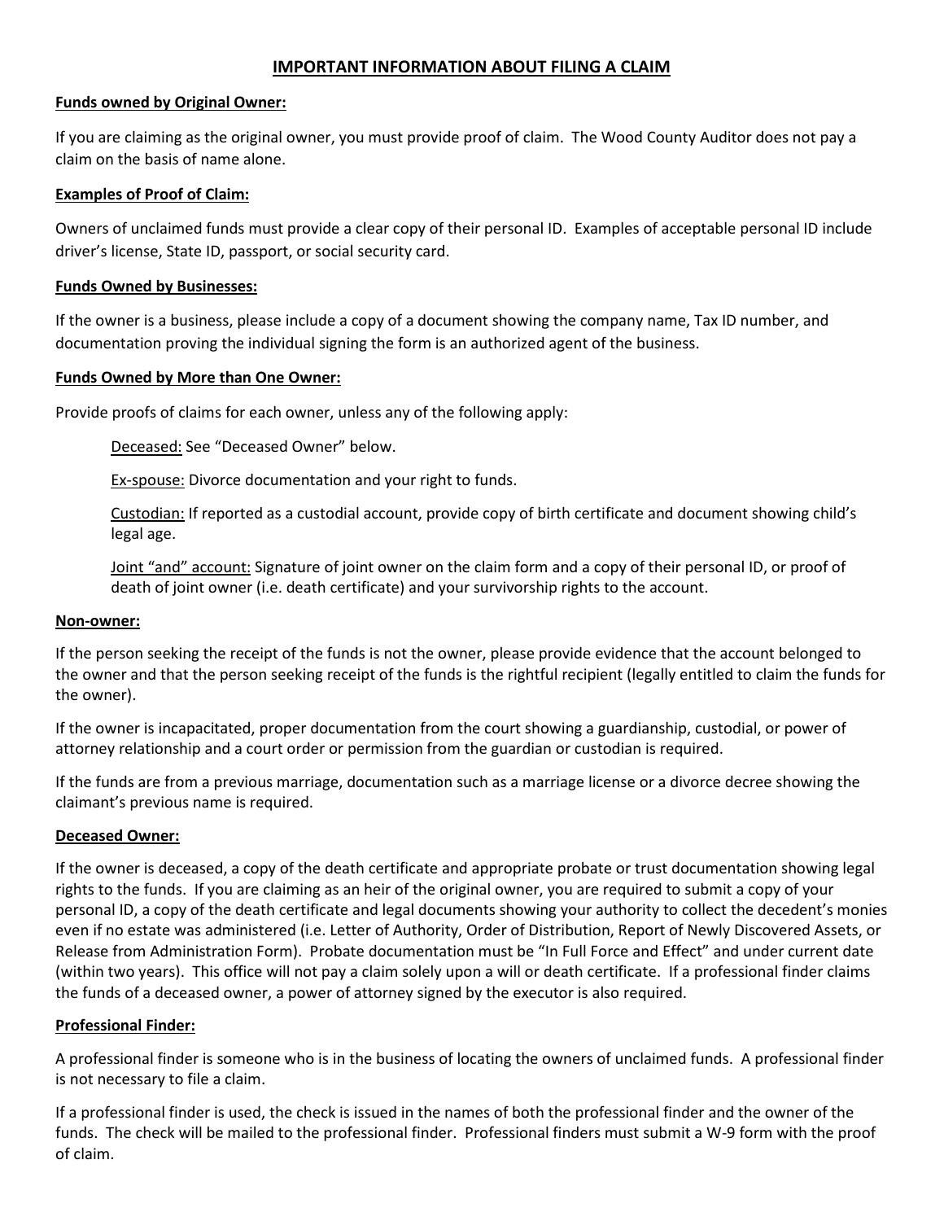# IMPORTANT INFORMATION ABOUT FILING A CLAIM

**Funds owned by Original Owner:**

If you are claiming as the original owner, you must provide proof of claim. The Wood County Auditor does not pay a claim on the basis of name alone.

**Examples of Proof of Claim:**

Owners of unclaimed funds must provide a clear copy of their personal ID. Examples of acceptable personal ID include driver's license, State ID, passport, or social security card.

**Funds Owned by Businesses:**

If the owner is a business, please include a copy of a document showing the company name, Tax ID number, and documentation proving the individual signing the form is an authorized agent of the business.

**Funds Owned by More than One Owner:**

Provide proofs of claims for each owner, unless any of the following apply:

> Deceased: See "Deceased Owner" below.
>
> Ex-spouse: Divorce documentation and your right to funds.
>
> Custodian: If reported as a custodial account, provide copy of birth certificate and document showing child's legal age.
>
> Joint "and" account: Signature of joint owner on the claim form and a copy of their personal ID, or proof of death of joint owner (i.e. death certificate) and your survivorship rights to the account.

**Non-owner:**

If the person seeking the receipt of the funds is not the owner, please provide evidence that the account belonged to the owner and that the person seeking receipt of the funds is the rightful recipient (legally entitled to claim the funds for the owner).

If the owner is incapacitated, proper documentation from the court showing a guardianship, custodial, or power of attorney relationship and a court order or permission from the guardian or custodian is required.

If the funds are from a previous marriage, documentation such as a marriage license or a divorce decree showing the claimant's previous name is required.

**Deceased Owner:**

If the owner is deceased, a copy of the death certificate and appropriate probate or trust documentation showing legal rights to the funds. If you are claiming as an heir of the original owner, you are required to submit a copy of your personal ID, a copy of the death certificate and legal documents showing your authority to collect the decedent's monies even if no estate was administered (i.e. Letter of Authority, Order of Distribution, Report of Newly Discovered Assets, or Release from Administration Form). Probate documentation must be "In Full Force and Effect" and under current date (within two years). This office will not pay a claim solely upon a will or death certificate. If a professional finder claims the funds of a deceased owner, a power of attorney signed by the executor is also required.

**Professional Finder:**

A professional finder is someone who is in the business of locating the owners of unclaimed funds. A professional finder is not necessary to file a claim.

If a professional finder is used, the check is issued in the names of both the professional finder and the owner of the funds. The check will be mailed to the professional finder. Professional finders must submit a W-9 form with the proof of claim.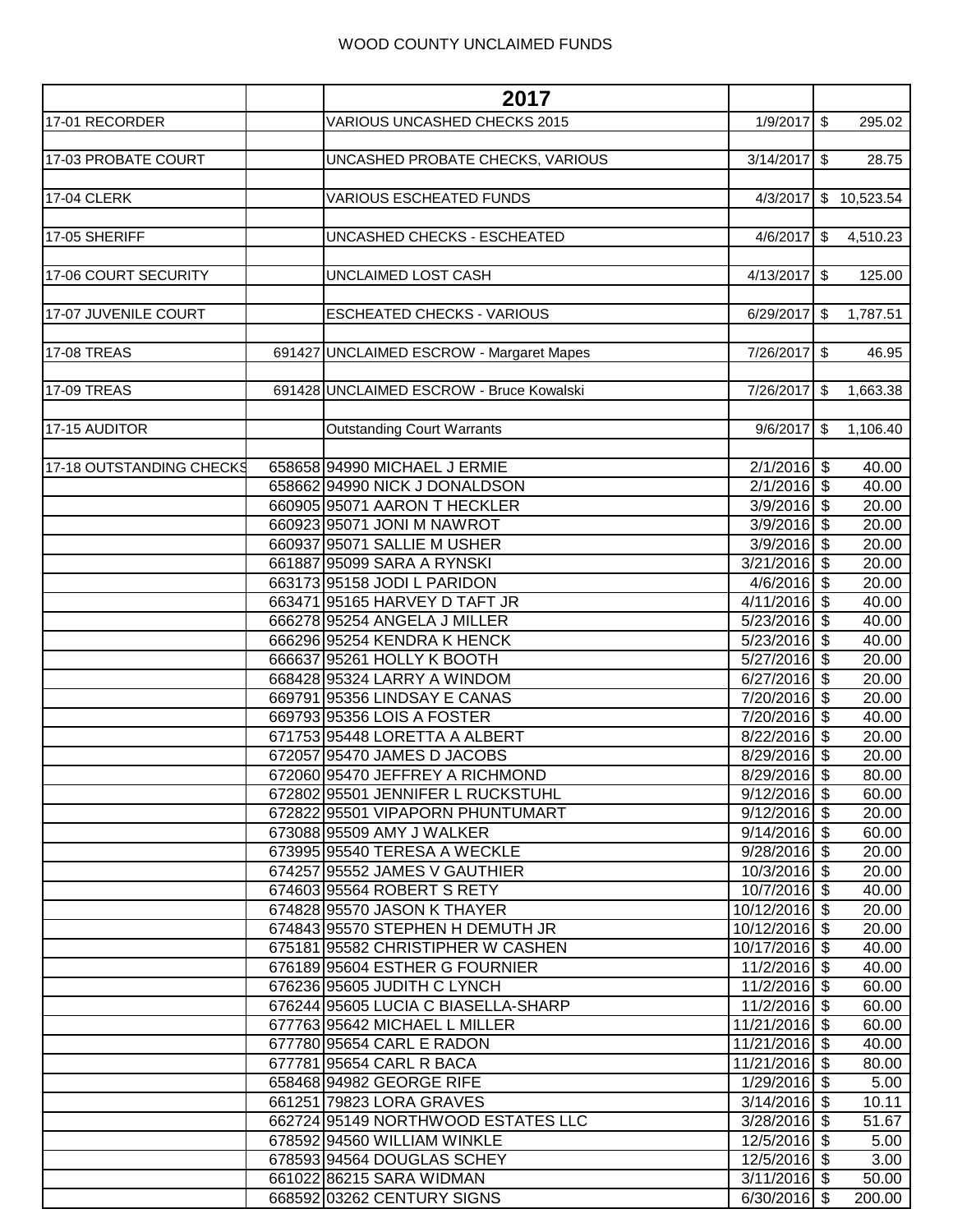WOOD COUNTY UNCLAIMED FUNDS

| | | 2017 | | |
|---|---|---|---|---|
| 17-01 RECORDER | | VARIOUS UNCASHED CHECKS 2015 | 1/9/2017 | $ 295.02 |
| | | | | |
| 17-03 PROBATE COURT | | UNCASHED PROBATE CHECKS, VARIOUS | 3/14/2017 | $ 28.75 |
| | | | | |
| 17-04 CLERK | | VARIOUS ESCHEATED FUNDS | 4/3/2017 | $ 10,523.54 |
| | | | | |
| 17-05 SHERIFF | | UNCASHED CHECKS - ESCHEATED | 4/6/2017 | $ 4,510.23 |
| | | | | |
| 17-06 COURT SECURITY | | UNCLAIMED LOST CASH | 4/13/2017 | $ 125.00 |
| | | | | |
| 17-07 JUVENILE COURT | | ESCHEATED CHECKS - VARIOUS | 6/29/2017 | $ 1,787.51 |
| | | | | |
| 17-08 TREAS | 691427 | UNCLAIMED ESCROW - Margaret Mapes | 7/26/2017 | $ 46.95 |
| | | | | |
| 17-09 TREAS | 691428 | UNCLAIMED ESCROW - Bruce Kowalski | 7/26/2017 | $ 1,663.38 |
| | | | | |
| 17-15 AUDITOR | | Outstanding Court Warrants | 9/6/2017 | $ 1,106.40 |
| | | | | |
| 17-18 OUTSTANDING CHECKS | 658658 | 94990 MICHAEL J ERMIE | 2/1/2016 | $ 40.00 |
| | 658662 | 94990 NICK J DONALDSON | 2/1/2016 | $ 40.00 |
| | 660905 | 95071 AARON T HECKLER | 3/9/2016 | $ 20.00 |
| | 660923 | 95071 JONI M NAWROT | 3/9/2016 | $ 20.00 |
| | 660937 | 95071 SALLIE M USHER | 3/9/2016 | $ 20.00 |
| | 661887 | 95099 SARA A RYNSKI | 3/21/2016 | $ 20.00 |
| | 663173 | 95158 JODI L PARIDON | 4/6/2016 | $ 20.00 |
| | 663471 | 95165 HARVEY D TAFT JR | 4/11/2016 | $ 40.00 |
| | 666278 | 95254 ANGELA J MILLER | 5/23/2016 | $ 40.00 |
| | 666296 | 95254 KENDRA K HENCK | 5/23/2016 | $ 40.00 |
| | 666637 | 95261 HOLLY K BOOTH | 5/27/2016 | $ 20.00 |
| | 668428 | 95324 LARRY A WINDOM | 6/27/2016 | $ 20.00 |
| | 669791 | 95356 LINDSAY E CANAS | 7/20/2016 | $ 20.00 |
| | 669793 | 95356 LOIS A FOSTER | 7/20/2016 | $ 40.00 |
| | 671753 | 95448 LORETTA A ALBERT | 8/22/2016 | $ 20.00 |
| | 672057 | 95470 JAMES D JACOBS | 8/29/2016 | $ 20.00 |
| | 672060 | 95470 JEFFREY A RICHMOND | 8/29/2016 | $ 80.00 |
| | 672802 | 95501 JENNIFER L RUCKSTUHL | 9/12/2016 | $ 60.00 |
| | 672822 | 95501 VIPAPORN PHUNTUMART | 9/12/2016 | $ 20.00 |
| | 673088 | 95509 AMY J WALKER | 9/14/2016 | $ 60.00 |
| | 673995 | 95540 TERESA A WECKLE | 9/28/2016 | $ 20.00 |
| | 674257 | 95552 JAMES V GAUTHIER | 10/3/2016 | $ 20.00 |
| | 674603 | 95564 ROBERT S RETY | 10/7/2016 | $ 40.00 |
| | 674828 | 95570 JASON K THAYER | 10/12/2016 | $ 20.00 |
| | 674843 | 95570 STEPHEN H DEMUTH JR | 10/12/2016 | $ 20.00 |
| | 675181 | 95582 CHRISTIPHER W CASHEN | 10/17/2016 | $ 40.00 |
| | 676189 | 95604 ESTHER G FOURNIER | 11/2/2016 | $ 40.00 |
| | 676236 | 95605 JUDITH C LYNCH | 11/2/2016 | $ 60.00 |
| | 676244 | 95605 LUCIA C BIASELLA-SHARP | 11/2/2016 | $ 60.00 |
| | 677763 | 95642 MICHAEL L MILLER | 11/21/2016 | $ 60.00 |
| | 677780 | 95654 CARL E RADON | 11/21/2016 | $ 40.00 |
| | 677781 | 95654 CARL R BACA | 11/21/2016 | $ 80.00 |
| | 658468 | 94982 GEORGE RIFE | 1/29/2016 | $ 5.00 |
| | 661251 | 79823 LORA GRAVES | 3/14/2016 | $ 10.11 |
| | 662724 | 95149 NORTHWOOD ESTATES LLC | 3/28/2016 | $ 51.67 |
| | 678592 | 94560 WILLIAM WINKLE | 12/5/2016 | $ 5.00 |
| | 678593 | 94564 DOUGLAS SCHEY | 12/5/2016 | $ 3.00 |
| | 661022 | 86215 SARA WIDMAN | 3/11/2016 | $ 50.00 |
| | 668592 | 03262 CENTURY SIGNS | 6/30/2016 | $ 200.00 |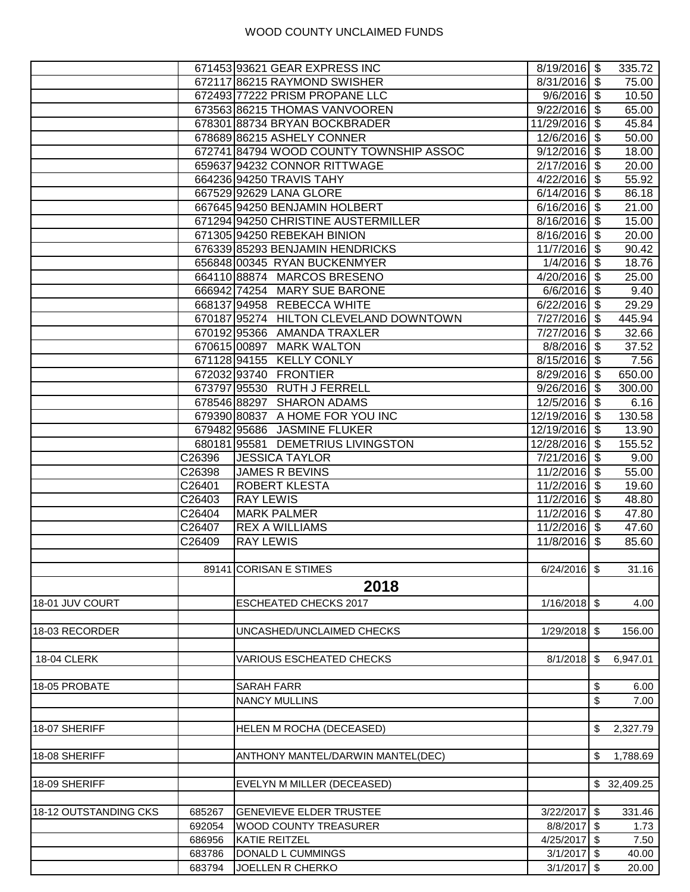# WOOD COUNTY UNCLAIMED FUNDS

| | | | | | |
|---|---|---|---|---|---|
| | 671453 | 93621 GEAR EXPRESS INC | 8/19/2016 | $ | 335.72 |
| | 672117 | 86215 RAYMOND SWISHER | 8/31/2016 | $ | 75.00 |
| | 672493 | 77222 PRISM PROPANE LLC | 9/6/2016 | $ | 10.50 |
| | 673563 | 86215 THOMAS VANVOOREN | 9/22/2016 | $ | 65.00 |
| | 678301 | 88734 BRYAN BOCKBRADER | 11/29/2016 | $ | 45.84 |
| | 678689 | 86215 ASHELY CONNER | 12/6/2016 | $ | 50.00 |
| | 672741 | 84794 WOOD COUNTY TOWNSHIP ASSOC | 9/12/2016 | $ | 18.00 |
| | 659637 | 94232 CONNOR RITTWAGE | 2/17/2016 | $ | 20.00 |
| | 664236 | 94250 TRAVIS TAHY | 4/22/2016 | $ | 55.92 |
| | 667529 | 92629 LANA GLORE | 6/14/2016 | $ | 86.18 |
| | 667645 | 94250 BENJAMIN HOLBERT | 6/16/2016 | $ | 21.00 |
| | 671294 | 94250 CHRISTINE AUSTERMILLER | 8/16/2016 | $ | 15.00 |
| | 671305 | 94250 REBEKAH BINION | 8/16/2016 | $ | 20.00 |
| | 676339 | 85293 BENJAMIN HENDRICKS | 11/7/2016 | $ | 90.42 |
| | 656848 | 00345 RYAN BUCKENMYER | 1/4/2016 | $ | 18.76 |
| | 664110 | 88874 MARCOS BRESENO | 4/20/2016 | $ | 25.00 |
| | 666942 | 74254 MARY SUE BARONE | 6/6/2016 | $ | 9.40 |
| | 668137 | 94958 REBECCA WHITE | 6/22/2016 | $ | 29.29 |
| | 670187 | 95274 HILTON CLEVELAND DOWNTOWN | 7/27/2016 | $ | 445.94 |
| | 670192 | 95366 AMANDA TRAXLER | 7/27/2016 | $ | 32.66 |
| | 670615 | 00897 MARK WALTON | 8/8/2016 | $ | 37.52 |
| | 671128 | 94155 KELLY CONLY | 8/15/2016 | $ | 7.56 |
| | 672032 | 93740 FRONTIER | 8/29/2016 | $ | 650.00 |
| | 673797 | 95530 RUTH J FERRELL | 9/26/2016 | $ | 300.00 |
| | 678546 | 88297 SHARON ADAMS | 12/5/2016 | $ | 6.16 |
| | 679390 | 80837 A HOME FOR YOU INC | 12/19/2016 | $ | 130.58 |
| | 679482 | 95686 JASMINE FLUKER | 12/19/2016 | $ | 13.90 |
| | 680181 | 95581 DEMETRIUS LIVINGSTON | 12/28/2016 | $ | 155.52 |
| | C26396 | JESSICA TAYLOR | 7/21/2016 | $ | 9.00 |
| | C26398 | JAMES R BEVINS | 11/2/2016 | $ | 55.00 |
| | C26401 | ROBERT KLESTA | 11/2/2016 | $ | 19.60 |
| | C26403 | RAY LEWIS | 11/2/2016 | $ | 48.80 |
| | C26404 | MARK PALMER | 11/2/2016 | $ | 47.80 |
| | C26407 | REX A WILLIAMS | 11/2/2016 | $ | 47.60 |
| | C26409 | RAY LEWIS | 11/8/2016 | $ | 85.60 |
| | | | | | |
| | 89141 | CORISAN E STIMES | 6/24/2016 | $ | 31.16 |
| | | **2018** | | | |
| 18-01 JUV COURT | | ESCHEATED CHECKS 2017 | 1/16/2018 | $ | 4.00 |
| | | | | | |
| 18-03 RECORDER | | UNCASHED/UNCLAIMED CHECKS | 1/29/2018 | $ | 156.00 |
| | | | | | |
| 18-04 CLERK | | VARIOUS ESCHEATED CHECKS | 8/1/2018 | $ | 6,947.01 |
| | | | | | |
| 18-05 PROBATE | | SARAH FARR | | $ | 6.00 |
| | | NANCY MULLINS | | $ | 7.00 |
| | | | | | |
| 18-07 SHERIFF | | HELEN M ROCHA (DECEASED) | | $ | 2,327.79 |
| | | | | | |
| 18-08 SHERIFF | | ANTHONY MANTEL/DARWIN MANTEL(DEC) | | $ | 1,788.69 |
| | | | | | |
| 18-09 SHERIFF | | EVELYN M MILLER (DECEASED) | | $ | 32,409.25 |
| | | | | | |
| 18-12 OUTSTANDING CKS | 685267 | GENEVIEVE ELDER TRUSTEE | 3/22/2017 | $ | 331.46 |
| | 692054 | WOOD COUNTY TREASURER | 8/8/2017 | $ | 1.73 |
| | 686956 | KATIE REITZEL | 4/25/2017 | $ | 7.50 |
| | 683786 | DONALD L CUMMINGS | 3/1/2017 | $ | 40.00 |
| | 683794 | JOELLEN R CHERKO | 3/1/2017 | $ | 20.00 |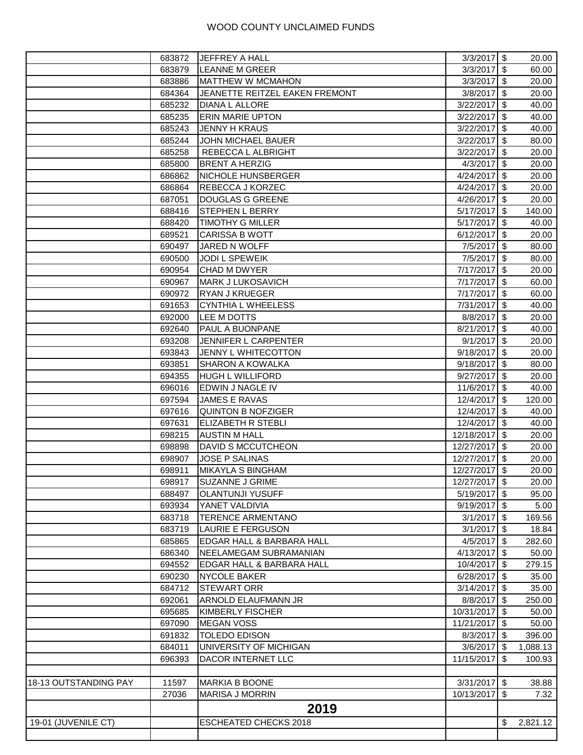# WOOD COUNTY UNCLAIMED FUNDS

| | | | | |
|---|---|---|---|---|
| | 683872 | JEFFREY A HALL | 3/3/2017 | $ 20.00 |
| | 683879 | LEANNE M GREER | 3/3/2017 | $ 60.00 |
| | 683886 | MATTHEW W MCMAHON | 3/3/2017 | $ 20.00 |
| | 684364 | JEANETTE REITZEL EAKEN FREMONT | 3/8/2017 | $ 20.00 |
| | 685232 | DIANA L ALLORE | 3/22/2017 | $ 40.00 |
| | 685235 | ERIN MARIE UPTON | 3/22/2017 | $ 40.00 |
| | 685243 | JENNY H KRAUS | 3/22/2017 | $ 40.00 |
| | 685244 | JOHN MICHAEL BAUER | 3/22/2017 | $ 80.00 |
| | 685258 | REBECCA L ALBRIGHT | 3/22/2017 | $ 20.00 |
| | 685800 | BRENT A HERZIG | 4/3/2017 | $ 20.00 |
| | 686862 | NICHOLE HUNSBERGER | 4/24/2017 | $ 20.00 |
| | 686864 | REBECCA J KORZEC | 4/24/2017 | $ 20.00 |
| | 687051 | DOUGLAS G GREENE | 4/26/2017 | $ 20.00 |
| | 688416 | STEPHEN L BERRY | 5/17/2017 | $ 140.00 |
| | 688420 | TIMOTHY G MILLER | 5/17/2017 | $ 40.00 |
| | 689521 | CARISSA B WOTT | 6/12/2017 | $ 20.00 |
| | 690497 | JARED N WOLFF | 7/5/2017 | $ 80.00 |
| | 690500 | JODI L SPEWEIK | 7/5/2017 | $ 80.00 |
| | 690954 | CHAD M DWYER | 7/17/2017 | $ 20.00 |
| | 690967 | MARK J LUKOSAVICH | 7/17/2017 | $ 60.00 |
| | 690972 | RYAN J KRUEGER | 7/17/2017 | $ 60.00 |
| | 691653 | CYNTHIA L WHEELESS | 7/31/2017 | $ 40.00 |
| | 692000 | LEE M DOTTS | 8/8/2017 | $ 20.00 |
| | 692640 | PAUL A BUONPANE | 8/21/2017 | $ 40.00 |
| | 693208 | JENNIFER L CARPENTER | 9/1/2017 | $ 20.00 |
| | 693843 | JENNY L WHITECOTTON | 9/18/2017 | $ 20.00 |
| | 693851 | SHARON A KOWALKA | 9/18/2017 | $ 80.00 |
| | 694355 | HUGH L WILLIFORD | 9/27/2017 | $ 20.00 |
| | 696016 | EDWIN J NAGLE IV | 11/6/2017 | $ 40.00 |
| | 697594 | JAMES E RAVAS | 12/4/2017 | $ 120.00 |
| | 697616 | QUINTON B NOFZIGER | 12/4/2017 | $ 40.00 |
| | 697631 | ELIZABETH R STEBLI | 12/4/2017 | $ 40.00 |
| | 698215 | AUSTIN M HALL | 12/18/2017 | $ 20.00 |
| | 698898 | DAVID S MCCUTCHEON | 12/27/2017 | $ 20.00 |
| | 698907 | JOSE P SALINAS | 12/27/2017 | $ 20.00 |
| | 698911 | MIKAYLA S BINGHAM | 12/27/2017 | $ 20.00 |
| | 698917 | SUZANNE J GRIME | 12/27/2017 | $ 20.00 |
| | 688497 | OLANTUNJI YUSUFF | 5/19/2017 | $ 95.00 |
| | 693934 | YANET VALDIVIA | 9/19/2017 | $ 5.00 |
| | 683718 | TERENCE ARMENTANO | 3/1/2017 | $ 169.56 |
| | 683719 | LAURIE E FERGUSON | 3/1/2017 | $ 18.84 |
| | 685865 | EDGAR HALL & BARBARA HALL | 4/5/2017 | $ 282.60 |
| | 686340 | NEELAMEGAM SUBRAMANIAN | 4/13/2017 | $ 50.00 |
| | 694552 | EDGAR HALL & BARBARA HALL | 10/4/2017 | $ 279.15 |
| | 690230 | NYCOLE BAKER | 6/28/2017 | $ 35.00 |
| | 684712 | STEWART ORR | 3/14/2017 | $ 35.00 |
| | 692061 | ARNOLD ELAUFMANN JR | 8/8/2017 | $ 250.00 |
| | 695685 | KIMBERLY FISCHER | 10/31/2017 | $ 50.00 |
| | 697090 | MEGAN VOSS | 11/21/2017 | $ 50.00 |
| | 691832 | TOLEDO EDISON | 8/3/2017 | $ 396.00 |
| | 684011 | UNIVERSITY OF MICHIGAN | 3/6/2017 | $ 1,088.13 |
| | 696393 | DACOR INTERNET LLC | 11/15/2017 | $ 100.93 |
| | | | | |
| 18-13 OUTSTANDING PAY | 11597 | MARKIA B BOONE | 3/31/2017 | $ 38.88 |
| | 27036 | MARISA J MORRIN | 10/13/2017 | $ 7.32 |
| | | **2019** | | |
| 19-01 (JUVENILE CT) | | ESCHEATED CHECKS 2018 | | $ 2,821.12 |
| | | | | |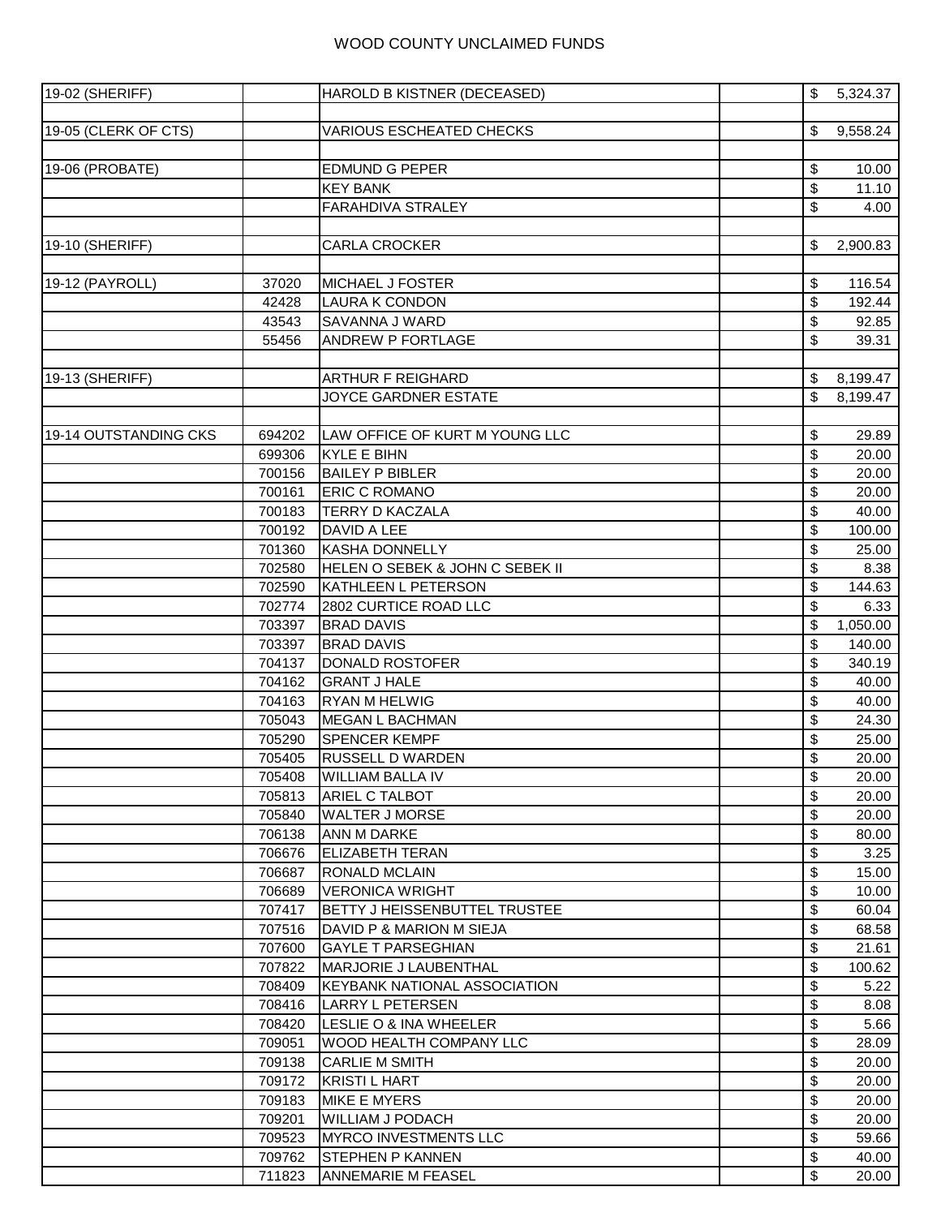# WOOD COUNTY UNCLAIMED FUNDS

| | | | | | |
|---|---|---|---|---|---|
| 19-02 (SHERIFF) | | HAROLD B KISTNER (DECEASED) | | $ | 5,324.37 |
| | | | | | |
| 19-05 (CLERK OF CTS) | | VARIOUS ESCHEATED CHECKS | | $ | 9,558.24 |
| | | | | | |
| 19-06 (PROBATE) | | EDMUND G PEPER | | $ | 10.00 |
| | | KEY BANK | | $ | 11.10 |
| | | FARAHDIVA STRALEY | | $ | 4.00 |
| | | | | | |
| 19-10 (SHERIFF) | | CARLA CROCKER | | $ | 2,900.83 |
| | | | | | |
| 19-12 (PAYROLL) | 37020 | MICHAEL J FOSTER | | $ | 116.54 |
| | 42428 | LAURA K CONDON | | $ | 192.44 |
| | 43543 | SAVANNA J WARD | | $ | 92.85 |
| | 55456 | ANDREW P FORTLAGE | | $ | 39.31 |
| | | | | | |
| 19-13 (SHERIFF) | | ARTHUR F REIGHARD | | $ | 8,199.47 |
| | | JOYCE GARDNER ESTATE | | $ | 8,199.47 |
| | | | | | |
| 19-14 OUTSTANDING CKS | 694202 | LAW OFFICE OF KURT M YOUNG LLC | | $ | 29.89 |
| | 699306 | KYLE E BIHN | | $ | 20.00 |
| | 700156 | BAILEY P BIBLER | | $ | 20.00 |
| | 700161 | ERIC C ROMANO | | $ | 20.00 |
| | 700183 | TERRY D KACZALA | | $ | 40.00 |
| | 700192 | DAVID A LEE | | $ | 100.00 |
| | 701360 | KASHA DONNELLY | | $ | 25.00 |
| | 702580 | HELEN O SEBEK & JOHN C SEBEK II | | $ | 8.38 |
| | 702590 | KATHLEEN L PETERSON | | $ | 144.63 |
| | 702774 | 2802 CURTICE ROAD LLC | | $ | 6.33 |
| | 703397 | BRAD DAVIS | | $ | 1,050.00 |
| | 703397 | BRAD DAVIS | | $ | 140.00 |
| | 704137 | DONALD ROSTOFER | | $ | 340.19 |
| | 704162 | GRANT J HALE | | $ | 40.00 |
| | 704163 | RYAN M HELWIG | | $ | 40.00 |
| | 705043 | MEGAN L BACHMAN | | $ | 24.30 |
| | 705290 | SPENCER KEMPF | | $ | 25.00 |
| | 705405 | RUSSELL D WARDEN | | $ | 20.00 |
| | 705408 | WILLIAM BALLA IV | | $ | 20.00 |
| | 705813 | ARIEL C TALBOT | | $ | 20.00 |
| | 705840 | WALTER J MORSE | | $ | 20.00 |
| | 706138 | ANN M DARKE | | $ | 80.00 |
| | 706676 | ELIZABETH TERAN | | $ | 3.25 |
| | 706687 | RONALD MCLAIN | | $ | 15.00 |
| | 706689 | VERONICA WRIGHT | | $ | 10.00 |
| | 707417 | BETTY J HEISSENBUTTEL TRUSTEE | | $ | 60.04 |
| | 707516 | DAVID P & MARION M SIEJA | | $ | 68.58 |
| | 707600 | GAYLE T PARSEGHIAN | | $ | 21.61 |
| | 707822 | MARJORIE J LAUBENTHAL | | $ | 100.62 |
| | 708409 | KEYBANK NATIONAL ASSOCIATION | | $ | 5.22 |
| | 708416 | LARRY L PETERSEN | | $ | 8.08 |
| | 708420 | LESLIE O & INA WHEELER | | $ | 5.66 |
| | 709051 | WOOD HEALTH COMPANY LLC | | $ | 28.09 |
| | 709138 | CARLIE M SMITH | | $ | 20.00 |
| | 709172 | KRISTI L HART | | $ | 20.00 |
| | 709183 | MIKE E MYERS | | $ | 20.00 |
| | 709201 | WILLIAM J PODACH | | $ | 20.00 |
| | 709523 | MYRCO INVESTMENTS LLC | | $ | 59.66 |
| | 709762 | STEPHEN P KANNEN | | $ | 40.00 |
| | 711823 | ANNEMARIE M FEASEL | | $ | 20.00 |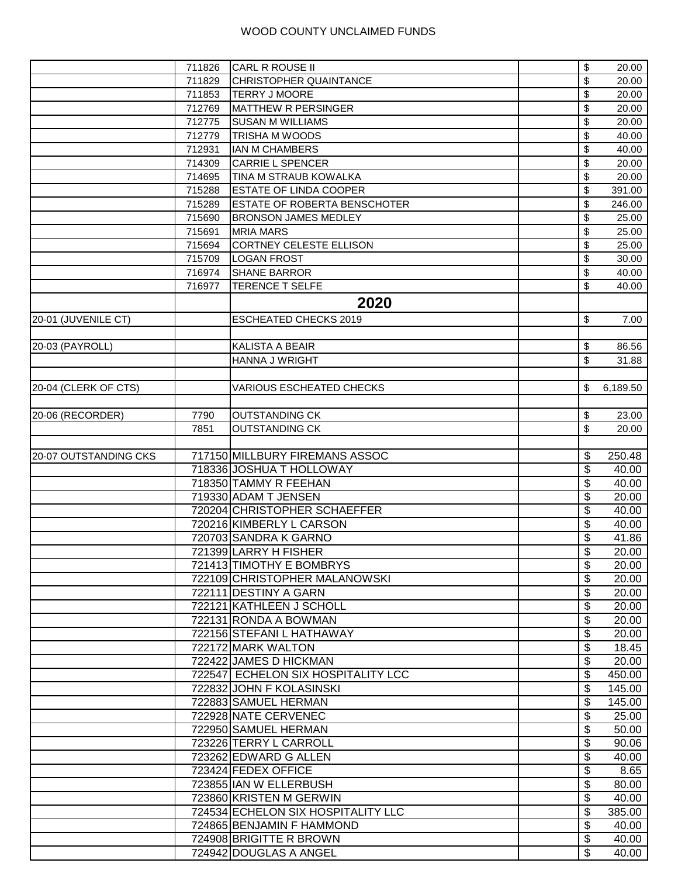# WOOD COUNTY UNCLAIMED FUNDS

| | | | | |
|---|---|---|---|---|
| | 711826 | CARL R ROUSE II | | $ 20.00 |
| | 711829 | CHRISTOPHER QUAINTANCE | | $ 20.00 |
| | 711853 | TERRY J MOORE | | $ 20.00 |
| | 712769 | MATTHEW R PERSINGER | | $ 20.00 |
| | 712775 | SUSAN M WILLIAMS | | $ 20.00 |
| | 712779 | TRISHA M WOODS | | $ 40.00 |
| | 712931 | IAN M CHAMBERS | | $ 40.00 |
| | 714309 | CARRIE L SPENCER | | $ 20.00 |
| | 714695 | TINA M STRAUB KOWALKA | | $ 20.00 |
| | 715288 | ESTATE OF LINDA COOPER | | $ 391.00 |
| | 715289 | ESTATE OF ROBERTA BENSCHOTER | | $ 246.00 |
| | 715690 | BRONSON JAMES MEDLEY | | $ 25.00 |
| | 715691 | MRIA MARS | | $ 25.00 |
| | 715694 | CORTNEY CELESTE ELLISON | | $ 25.00 |
| | 715709 | LOGAN FROST | | $ 30.00 |
| | 716974 | SHANE BARROR | | $ 40.00 |
| | 716977 | TERENCE T SELFE | | $ 40.00 |
| | | **2020** | | |
| 20-01 (JUVENILE CT) | | ESCHEATED CHECKS 2019 | | $ 7.00 |
| | | | | |
| 20-03 (PAYROLL) | | KALISTA A BEAIR | | $ 86.56 |
| | | HANNA J WRIGHT | | $ 31.88 |
| | | | | |
| 20-04 (CLERK OF CTS) | | VARIOUS ESCHEATED CHECKS | | $ 6,189.50 |
| | | | | |
| 20-06 (RECORDER) | 7790 | OUTSTANDING CK | | $ 23.00 |
| | 7851 | OUTSTANDING CK | | $ 20.00 |
| | | | | |
| 20-07 OUTSTANDING CKS | 717150 | MILLBURY FIREMANS ASSOC | | $ 250.48 |
| | 718336 | JOSHUA T HOLLOWAY | | $ 40.00 |
| | 718350 | TAMMY R FEEHAN | | $ 40.00 |
| | 719330 | ADAM T JENSEN | | $ 20.00 |
| | 720204 | CHRISTOPHER SCHAEFFER | | $ 40.00 |
| | 720216 | KIMBERLY L CARSON | | $ 40.00 |
| | 720703 | SANDRA K GARNO | | $ 41.86 |
| | 721399 | LARRY H FISHER | | $ 20.00 |
| | 721413 | TIMOTHY E BOMBRYS | | $ 20.00 |
| | 722109 | CHRISTOPHER MALANOWSKI | | $ 20.00 |
| | 722111 | DESTINY A GARN | | $ 20.00 |
| | 722121 | KATHLEEN J SCHOLL | | $ 20.00 |
| | 722131 | RONDA A BOWMAN | | $ 20.00 |
| | 722156 | STEFANI L HATHAWAY | | $ 20.00 |
| | 722172 | MARK WALTON | | $ 18.45 |
| | 722422 | JAMES D HICKMAN | | $ 20.00 |
| | 722547 | ECHELON SIX HOSPITALITY LCC | | $ 450.00 |
| | 722832 | JOHN F KOLASINSKI | | $ 145.00 |
| | 722883 | SAMUEL HERMAN | | $ 145.00 |
| | 722928 | NATE CERVENEC | | $ 25.00 |
| | 722950 | SAMUEL HERMAN | | $ 50.00 |
| | 723226 | TERRY L CARROLL | | $ 90.06 |
| | 723262 | EDWARD G ALLEN | | $ 40.00 |
| | 723424 | FEDEX OFFICE | | $ 8.65 |
| | 723855 | IAN W ELLERBUSH | | $ 80.00 |
| | 723860 | KRISTEN M GERWIN | | $ 40.00 |
| | 724534 | ECHELON SIX HOSPITALITY LLC | | $ 385.00 |
| | 724865 | BENJAMIN F HAMMOND | | $ 40.00 |
| | 724908 | BRIGITTE R BROWN | | $ 40.00 |
| | 724942 | DOUGLAS A ANGEL | | $ 40.00 |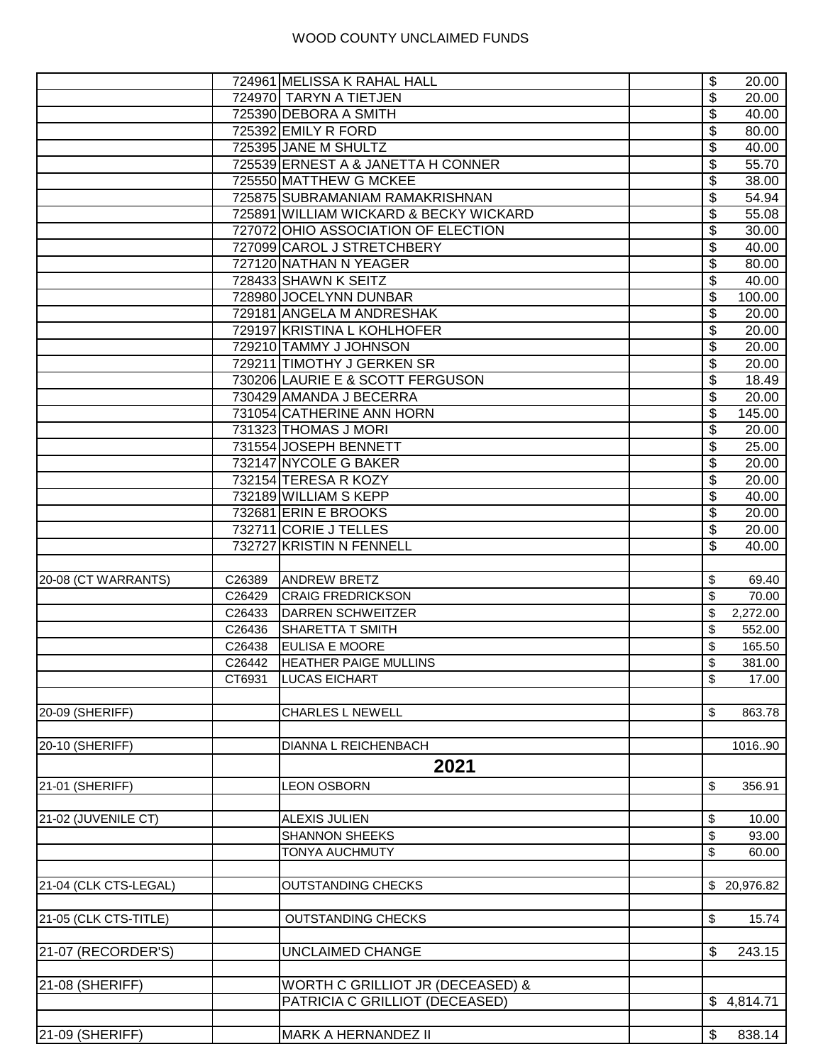WOOD COUNTY UNCLAIMED FUNDS

| | | | | |
|---|---|---|---|---|
| | 724961 | MELISSA K RAHAL HALL | | $ 20.00 |
| | 724970 | TARYN A TIETJEN | | $ 20.00 |
| | 725390 | DEBORA A SMITH | | $ 40.00 |
| | 725392 | EMILY R FORD | | $ 80.00 |
| | 725395 | JANE M SHULTZ | | $ 40.00 |
| | 725539 | ERNEST A & JANETTA H CONNER | | $ 55.70 |
| | 725550 | MATTHEW G MCKEE | | $ 38.00 |
| | 725875 | SUBRAMANIAM RAMAKRISHNAN | | $ 54.94 |
| | 725891 | WILLIAM WICKARD & BECKY WICKARD | | $ 55.08 |
| | 727072 | OHIO ASSOCIATION OF ELECTION | | $ 30.00 |
| | 727099 | CAROL J STRETCHBERY | | $ 40.00 |
| | 727120 | NATHAN N YEAGER | | $ 80.00 |
| | 728433 | SHAWN K SEITZ | | $ 40.00 |
| | 728980 | JOCELYNN DUNBAR | | $ 100.00 |
| | 729181 | ANGELA M ANDRESHAK | | $ 20.00 |
| | 729197 | KRISTINA L KOHLHOFER | | $ 20.00 |
| | 729210 | TAMMY J JOHNSON | | $ 20.00 |
| | 729211 | TIMOTHY J GERKEN SR | | $ 20.00 |
| | 730206 | LAURIE E & SCOTT FERGUSON | | $ 18.49 |
| | 730429 | AMANDA J BECERRA | | $ 20.00 |
| | 731054 | CATHERINE ANN HORN | | $ 145.00 |
| | 731323 | THOMAS J MORI | | $ 20.00 |
| | 731554 | JOSEPH BENNETT | | $ 25.00 |
| | 732147 | NYCOLE G BAKER | | $ 20.00 |
| | 732154 | TERESA R KOZY | | $ 20.00 |
| | 732189 | WILLIAM S KEPP | | $ 40.00 |
| | 732681 | ERIN E BROOKS | | $ 20.00 |
| | 732711 | CORIE J TELLES | | $ 20.00 |
| | 732727 | KRISTIN N FENNELL | | $ 40.00 |
| | | | | |
| 20-08 (CT WARRANTS) | C26389 | ANDREW BRETZ | | $ 69.40 |
| | C26429 | CRAIG FREDRICKSON | | $ 70.00 |
| | C26433 | DARREN SCHWEITZER | | $ 2,272.00 |
| | C26436 | SHARETTA T SMITH | | $ 552.00 |
| | C26438 | EULISA E MOORE | | $ 165.50 |
| | C26442 | HEATHER PAIGE MULLINS | | $ 381.00 |
| | CT6931 | LUCAS EICHART | | $ 17.00 |
| | | | | |
| 20-09 (SHERIFF) | | CHARLES L NEWELL | | $ 863.78 |
| | | | | |
| 20-10 (SHERIFF) | | DIANNA L REICHENBACH | | 1016..90 |
| | | **2021** | | |
| 21-01 (SHERIFF) | | LEON OSBORN | | $ 356.91 |
| | | | | |
| 21-02 (JUVENILE CT) | | ALEXIS JULIEN | | $ 10.00 |
| | | SHANNON SHEEKS | | $ 93.00 |
| | | TONYA AUCHMUTY | | $ 60.00 |
| | | | | |
| 21-04 (CLK CTS-LEGAL) | | OUTSTANDING CHECKS | | $ 20,976.82 |
| | | | | |
| 21-05 (CLK CTS-TITLE) | | OUTSTANDING CHECKS | | $ 15.74 |
| | | | | |
| 21-07 (RECORDER'S) | | UNCLAIMED CHANGE | | $ 243.15 |
| | | | | |
| 21-08 (SHERIFF) | | WORTH C GRILLIOT JR (DECEASED) & | | |
| | | PATRICIA C GRILLIOT (DECEASED) | | $ 4,814.71 |
| | | | | |
| 21-09 (SHERIFF) | | MARK A HERNANDEZ II | | $ 838.14 |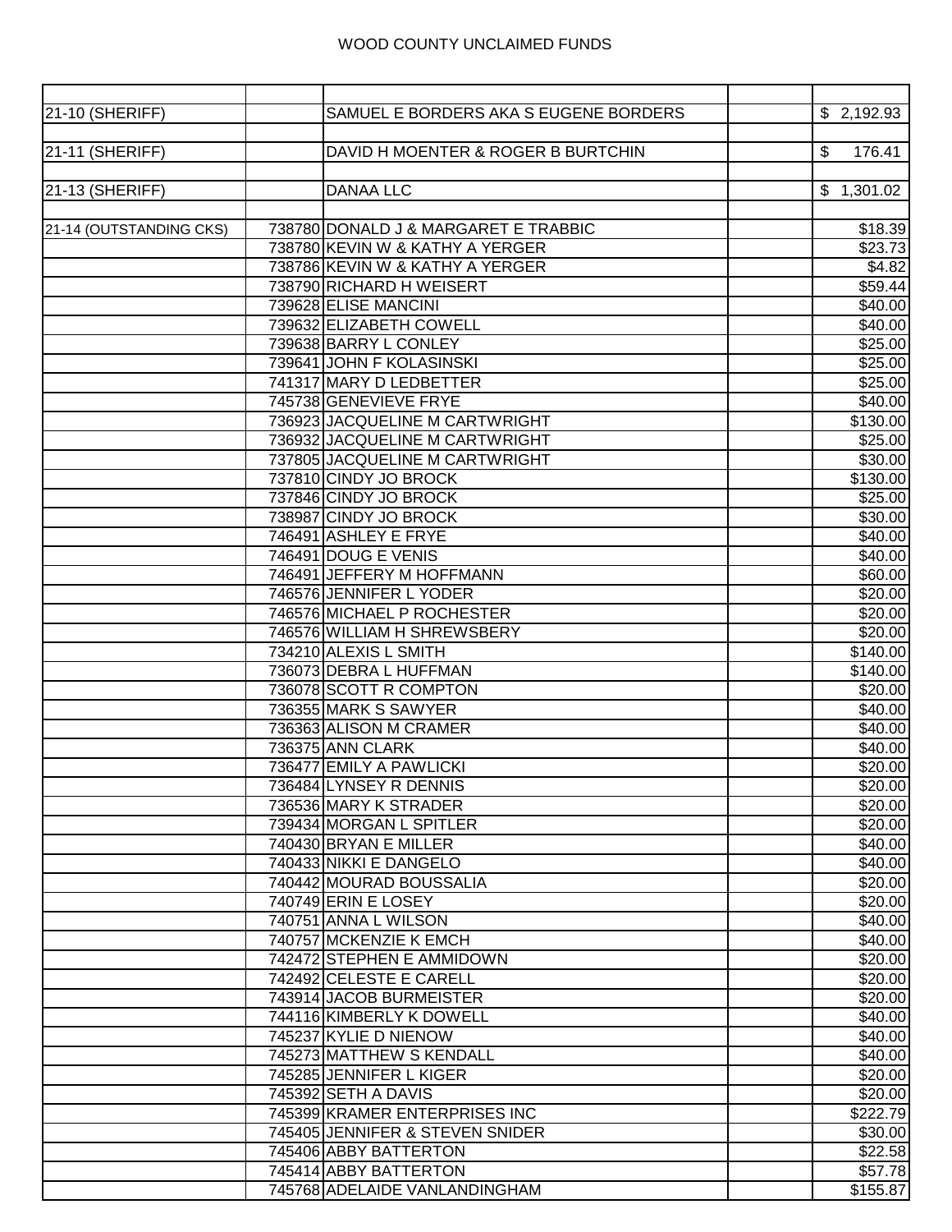# WOOD COUNTY UNCLAIMED FUNDS

| | | | | |
|---|---|---|---|---|
| 21-10 (SHERIFF) | | SAMUEL E BORDERS AKA S EUGENE BORDERS | | $ 2,192.93 |
| | | | | |
| 21-11 (SHERIFF) | | DAVID H MOENTER & ROGER B BURTCHIN | | $ 176.41 |
| | | | | |
| 21-13 (SHERIFF) | | DANAA LLC | | $ 1,301.02 |
| | | | | |
| 21-14 (OUTSTANDING CKS) | 738780 | DONALD J & MARGARET E TRABBIC | | $18.39 |
| | 738780 | KEVIN W & KATHY A YERGER | | $23.73 |
| | 738786 | KEVIN W & KATHY A YERGER | | $4.82 |
| | 738790 | RICHARD H WEISERT | | $59.44 |
| | 739628 | ELISE MANCINI | | $40.00 |
| | 739632 | ELIZABETH COWELL | | $40.00 |
| | 739638 | BARRY L CONLEY | | $25.00 |
| | 739641 | JOHN F KOLASINSKI | | $25.00 |
| | 741317 | MARY D LEDBETTER | | $25.00 |
| | 745738 | GENEVIEVE FRYE | | $40.00 |
| | 736923 | JACQUELINE M CARTWRIGHT | | $130.00 |
| | 736932 | JACQUELINE M CARTWRIGHT | | $25.00 |
| | 737805 | JACQUELINE M CARTWRIGHT | | $30.00 |
| | 737810 | CINDY JO BROCK | | $130.00 |
| | 737846 | CINDY JO BROCK | | $25.00 |
| | 738987 | CINDY JO BROCK | | $30.00 |
| | 746491 | ASHLEY E FRYE | | $40.00 |
| | 746491 | DOUG E VENIS | | $40.00 |
| | 746491 | JEFFERY M HOFFMANN | | $60.00 |
| | 746576 | JENNIFER L YODER | | $20.00 |
| | 746576 | MICHAEL P ROCHESTER | | $20.00 |
| | 746576 | WILLIAM H SHREWSBERY | | $20.00 |
| | 734210 | ALEXIS L SMITH | | $140.00 |
| | 736073 | DEBRA L HUFFMAN | | $140.00 |
| | 736078 | SCOTT R COMPTON | | $20.00 |
| | 736355 | MARK S SAWYER | | $40.00 |
| | 736363 | ALISON M CRAMER | | $40.00 |
| | 736375 | ANN CLARK | | $40.00 |
| | 736477 | EMILY A PAWLICKI | | $20.00 |
| | 736484 | LYNSEY R DENNIS | | $20.00 |
| | 736536 | MARY K STRADER | | $20.00 |
| | 739434 | MORGAN L SPITLER | | $20.00 |
| | 740430 | BRYAN E MILLER | | $40.00 |
| | 740433 | NIKKI E DANGELO | | $40.00 |
| | 740442 | MOURAD BOUSSALIA | | $20.00 |
| | 740749 | ERIN E LOSEY | | $20.00 |
| | 740751 | ANNA L WILSON | | $40.00 |
| | 740757 | MCKENZIE K EMCH | | $40.00 |
| | 742472 | STEPHEN E AMMIDOWN | | $20.00 |
| | 742492 | CELESTE E CARELL | | $20.00 |
| | 743914 | JACOB BURMEISTER | | $20.00 |
| | 744116 | KIMBERLY K DOWELL | | $40.00 |
| | 745237 | KYLIE D NIENOW | | $40.00 |
| | 745273 | MATTHEW S KENDALL | | $40.00 |
| | 745285 | JENNIFER L KIGER | | $20.00 |
| | 745392 | SETH A DAVIS | | $20.00 |
| | 745399 | KRAMER ENTERPRISES INC | | $222.79 |
| | 745405 | JENNIFER & STEVEN SNIDER | | $30.00 |
| | 745406 | ABBY BATTERTON | | $22.58 |
| | 745414 | ABBY BATTERTON | | $57.78 |
| | 745768 | ADELAIDE VANLANDINGHAM | | $155.87 |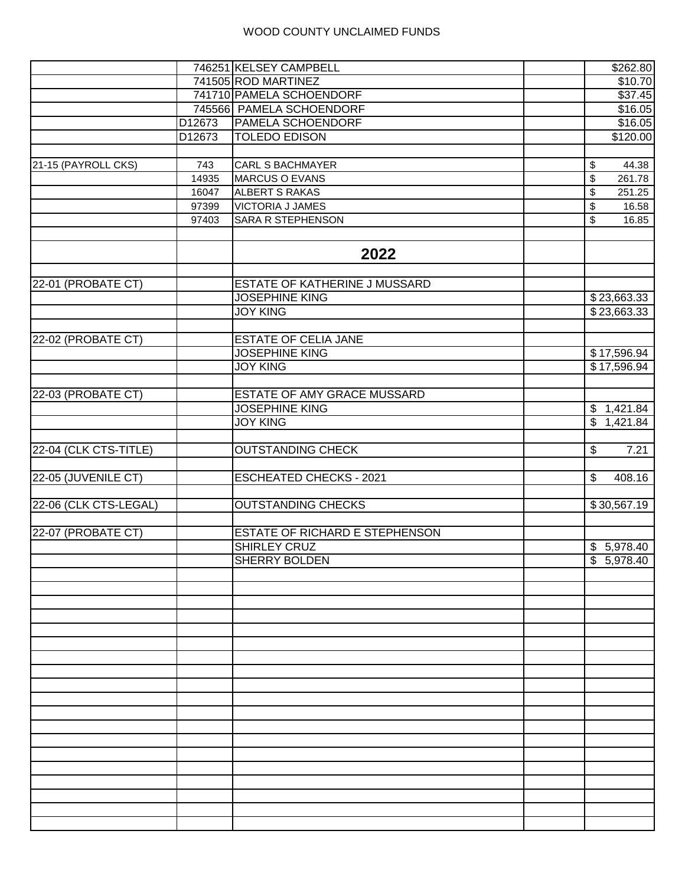WOOD COUNTY UNCLAIMED FUNDS

| | | | | |
|---|---|---|---|---|
| | 746251 | KELSEY CAMPBELL | | $262.80 |
| | 741505 | ROD MARTINEZ | | $10.70 |
| | 741710 | PAMELA SCHOENDORF | | $37.45 |
| | 745566 | PAMELA SCHOENDORF | | $16.05 |
| | D12673 | PAMELA SCHOENDORF | | $16.05 |
| | D12673 | TOLEDO EDISON | | $120.00 |
| | | | | |
| 21-15 (PAYROLL CKS) | 743 | CARL S BACHMAYER | | $ 44.38 |
| | 14935 | MARCUS O EVANS | | $ 261.78 |
| | 16047 | ALBERT S RAKAS | | $ 251.25 |
| | 97399 | VICTORIA J JAMES | | $ 16.58 |
| | 97403 | SARA R STEPHENSON | | $ 16.85 |
| | | | | |
| | | **2022** | | |
| | | | | |
| 22-01 (PROBATE CT) | | ESTATE OF KATHERINE J MUSSARD | | |
| | | JOSEPHINE KING | | $23,663.33 |
| | | JOY KING | | $23,663.33 |
| | | | | |
| 22-02 (PROBATE CT) | | ESTATE OF CELIA JANE | | |
| | | JOSEPHINE KING | | $17,596.94 |
| | | JOY KING | | $17,596.94 |
| | | | | |
| 22-03 (PROBATE CT) | | ESTATE OF AMY GRACE MUSSARD | | |
| | | JOSEPHINE KING | | $ 1,421.84 |
| | | JOY KING | | $ 1,421.84 |
| | | | | |
| 22-04 (CLK CTS-TITLE) | | OUTSTANDING CHECK | | $ 7.21 |
| | | | | |
| 22-05 (JUVENILE CT) | | ESCHEATED CHECKS - 2021 | | $ 408.16 |
| | | | | |
| 22-06 (CLK CTS-LEGAL) | | OUTSTANDING CHECKS | | $30,567.19 |
| | | | | |
| 22-07 (PROBATE CT) | | ESTATE OF RICHARD E STEPHENSON | | |
| | | SHIRLEY CRUZ | | $ 5,978.40 |
| | | SHERRY BOLDEN | | $ 5,978.40 |